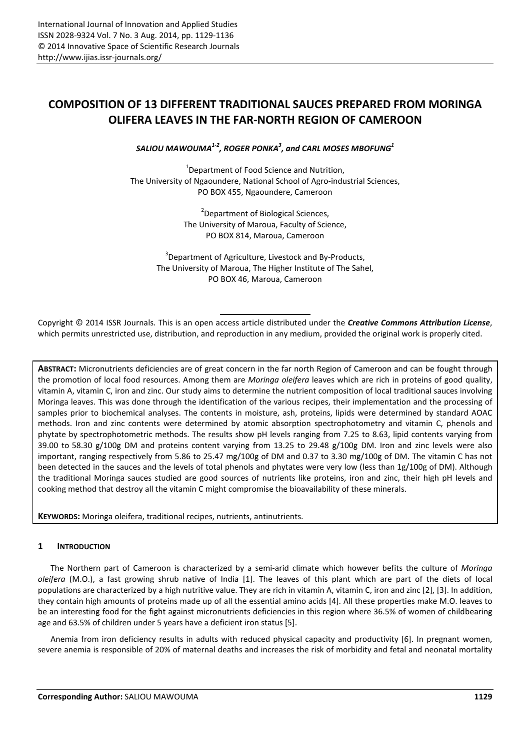# COMPOSITION OF 13 DIFFERENT TRADITIONAL SAUCES PREPARED FROM MORINGA OLIFERA LEAVES IN THE FAR-NORTH REGION OF CAMEROON

***SALIOU MAWOUMA[1-2], ROGER PONKA[3], and CARL MOSES MBOFUNG[1]***

[1]Department of Food Science and Nutrition,
The University of Ngaoundere, National School of Agro-industrial Sciences,
PO BOX 455, Ngaoundere, Cameroon

[2]Department of Biological Sciences,
The University of Maroua, Faculty of Science,
PO BOX 814, Maroua, Cameroon

[3]Department of Agriculture, Livestock and By-Products,
The University of Maroua, The Higher Institute of The Sahel,
PO BOX 46, Maroua, Cameroon

Copyright © 2014 ISSR Journals. This is an open access article distributed under the ***Creative Commons Attribution License***, which permits unrestricted use, distribution, and reproduction in any medium, provided the original work is properly cited.

**ABSTRACT:** Micronutrients deficiencies are of great concern in the far north Region of Cameroon and can be fought through the promotion of local food resources. Among them are *Moringa oleifera* leaves which are rich in proteins of good quality, vitamin A, vitamin C, iron and zinc. Our study aims to determine the nutrient composition of local traditional sauces involving Moringa leaves. This was done through the identification of the various recipes, their implementation and the processing of samples prior to biochemical analyses. The contents in moisture, ash, proteins, lipids were determined by standard AOAC methods. Iron and zinc contents were determined by atomic absorption spectrophotometry and vitamin C, phenols and phytate by spectrophotometric methods. The results show pH levels ranging from 7.25 to 8.63, lipid contents varying from 39.00 to 58.30 g/100g DM and proteins content varying from 13.25 to 29.48 g/100g DM. Iron and zinc levels were also important, ranging respectively from 5.86 to 25.47 mg/100g of DM and 0.37 to 3.30 mg/100g of DM. The vitamin C has not been detected in the sauces and the levels of total phenols and phytates were very low (less than 1g/100g of DM). Although the traditional Moringa sauces studied are good sources of nutrients like proteins, iron and zinc, their high pH levels and cooking method that destroy all the vitamin C might compromise the bioavailability of these minerals.

**KEYWORDS:** Moringa oleifera, traditional recipes, nutrients, antinutrients.

## 1 INTRODUCTION

The Northern part of Cameroon is characterized by a semi-arid climate which however befits the culture of *Moringa oleifera* (M.O.), a fast growing shrub native of India [1]. The leaves of this plant which are part of the diets of local populations are characterized by a high nutritive value. They are rich in vitamin A, vitamin C, iron and zinc [2], [3]. In addition, they contain high amounts of proteins made up of all the essential amino acids [4]. All these properties make M.O. leaves to be an interesting food for the fight against micronutrients deficiencies in this region where 36.5% of women of childbearing age and 63.5% of children under 5 years have a deficient iron status [5].

Anemia from iron deficiency results in adults with reduced physical capacity and productivity [6]. In pregnant women, severe anemia is responsible of 20% of maternal deaths and increases the risk of morbidity and fetal and neonatal mortality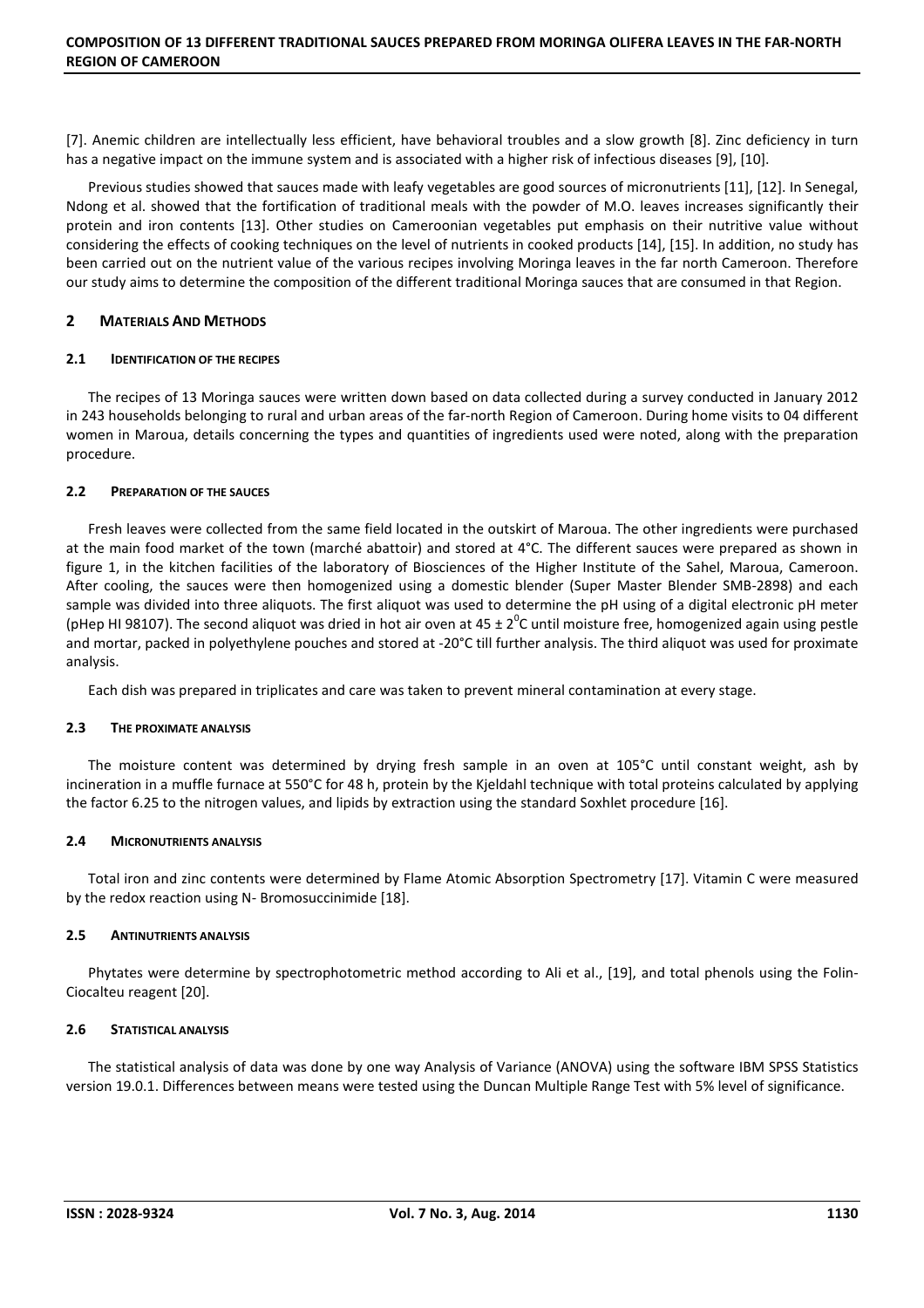[7]. Anemic children are intellectually less efficient, have behavioral troubles and a slow growth [8]. Zinc deficiency in turn has a negative impact on the immune system and is associated with a higher risk of infectious diseases [9], [10].

Previous studies showed that sauces made with leafy vegetables are good sources of micronutrients [11], [12]. In Senegal, Ndong et al. showed that the fortification of traditional meals with the powder of M.O. leaves increases significantly their protein and iron contents [13]. Other studies on Cameroonian vegetables put emphasis on their nutritive value without considering the effects of cooking techniques on the level of nutrients in cooked products [14], [15]. In addition, no study has been carried out on the nutrient value of the various recipes involving Moringa leaves in the far north Cameroon. Therefore our study aims to determine the composition of the different traditional Moringa sauces that are consumed in that Region.

## 2 Materials And Methods

### 2.1 Identification of the recipes

The recipes of 13 Moringa sauces were written down based on data collected during a survey conducted in January 2012 in 243 households belonging to rural and urban areas of the far-north Region of Cameroon. During home visits to 04 different women in Maroua, details concerning the types and quantities of ingredients used were noted, along with the preparation procedure.

### 2.2 Preparation of the sauces

Fresh leaves were collected from the same field located in the outskirt of Maroua. The other ingredients were purchased at the main food market of the town (marché abattoir) and stored at 4°C. The different sauces were prepared as shown in figure 1, in the kitchen facilities of the laboratory of Biosciences of the Higher Institute of the Sahel, Maroua, Cameroon. After cooling, the sauces were then homogenized using a domestic blender (Super Master Blender SMB-2898) and each sample was divided into three aliquots. The first aliquot was used to determine the pH using of a digital electronic pH meter (pHep HI 98107). The second aliquot was dried in hot air oven at $45 \pm 2^0$C until moisture free, homogenized again using pestle and mortar, packed in polyethylene pouches and stored at -20°C till further analysis. The third aliquot was used for proximate analysis.

Each dish was prepared in triplicates and care was taken to prevent mineral contamination at every stage.

### 2.3 The proximate analysis

The moisture content was determined by drying fresh sample in an oven at 105°C until constant weight, ash by incineration in a muffle furnace at 550°C for 48 h, protein by the Kjeldahl technique with total proteins calculated by applying the factor 6.25 to the nitrogen values, and lipids by extraction using the standard Soxhlet procedure [16].

### 2.4 Micronutrients analysis

Total iron and zinc contents were determined by Flame Atomic Absorption Spectrometry [17]. Vitamin C were measured by the redox reaction using N- Bromosuccinimide [18].

### 2.5 Antinutrients analysis

Phytates were determine by spectrophotometric method according to Ali et al., [19], and total phenols using the Folin-Ciocalteu reagent [20].

### 2.6 Statistical analysis

The statistical analysis of data was done by one way Analysis of Variance (ANOVA) using the software IBM SPSS Statistics version 19.0.1. Differences between means were tested using the Duncan Multiple Range Test with 5% level of significance.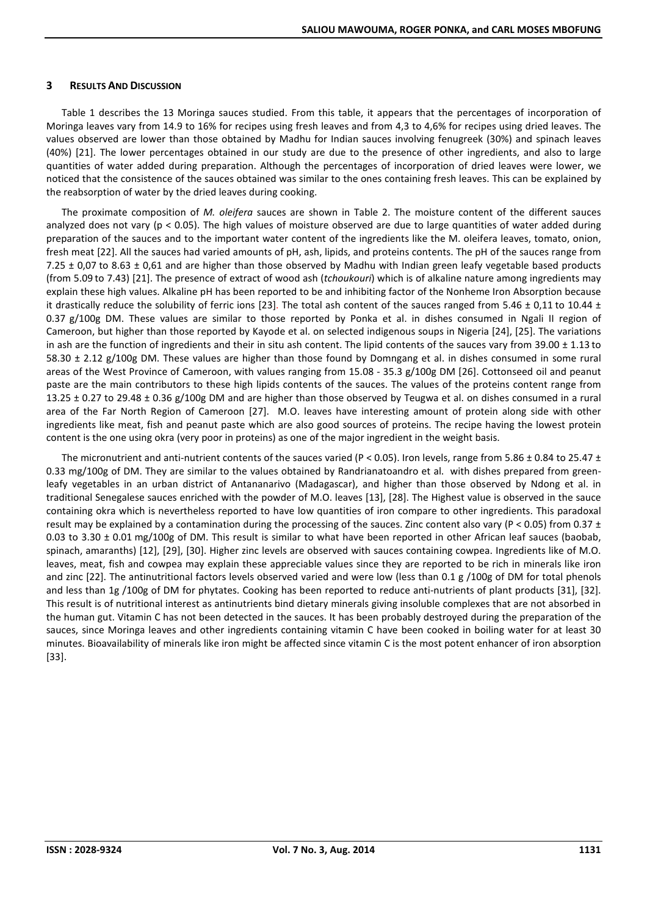## 3 RESULTS AND DISCUSSION

Table 1 describes the 13 Moringa sauces studied. From this table, it appears that the percentages of incorporation of Moringa leaves vary from 14.9 to 16% for recipes using fresh leaves and from 4,3 to 4,6% for recipes using dried leaves. The values observed are lower than those obtained by Madhu for Indian sauces involving fenugreek (30%) and spinach leaves (40%) [21]. The lower percentages obtained in our study are due to the presence of other ingredients, and also to large quantities of water added during preparation. Although the percentages of incorporation of dried leaves were lower, we noticed that the consistence of the sauces obtained was similar to the ones containing fresh leaves. This can be explained by the reabsorption of water by the dried leaves during cooking.

The proximate composition of *M. oleifera* sauces are shown in Table 2. The moisture content of the different sauces analyzed does not vary ($p < 0.05$). The high values of moisture observed are due to large quantities of water added during preparation of the sauces and to the important water content of the ingredients like the M. oleifera leaves, tomato, onion, fresh meat [22]. All the sauces had varied amounts of pH, ash, lipids, and proteins contents. The pH of the sauces range from 7.25 ± 0,07 to 8.63 ± 0,61 and are higher than those observed by Madhu with Indian green leafy vegetable based products (from 5.09 to 7.43) [21]. The presence of extract of wood ash (*tchoukouri*) which is of alkaline nature among ingredients may explain these high values. Alkaline pH has been reported to be and inhibiting factor of the Nonheme Iron Absorption because it drastically reduce the solubility of ferric ions [23]. The total ash content of the sauces ranged from 5.46 ± 0,11 to 10.44 ± 0.37 g/100g DM. These values are similar to those reported by Ponka et al. in dishes consumed in Ngali II region of Cameroon, but higher than those reported by Kayode et al. on selected indigenous soups in Nigeria [24], [25]. The variations in ash are the function of ingredients and their in situ ash content. The lipid contents of the sauces vary from 39.00 ± 1.13 to 58.30 ± 2.12 g/100g DM. These values are higher than those found by Domngang et al. in dishes consumed in some rural areas of the West Province of Cameroon, with values ranging from 15.08 - 35.3 g/100g DM [26]. Cottonseed oil and peanut paste are the main contributors to these high lipids contents of the sauces. The values of the proteins content range from 13.25 ± 0.27 to 29.48 ± 0.36 g/100g DM and are higher than those observed by Teugwa et al. on dishes consumed in a rural area of the Far North Region of Cameroon [27]. M.O. leaves have interesting amount of protein along side with other ingredients like meat, fish and peanut paste which are also good sources of proteins. The recipe having the lowest protein content is the one using okra (very poor in proteins) as one of the major ingredient in the weight basis.

The micronutrient and anti-nutrient contents of the sauces varied ($P < 0.05$). Iron levels, range from 5.86 ± 0.84 to 25.47 ± 0.33 mg/100g of DM. They are similar to the values obtained by Randrianatoandro et al. with dishes prepared from green-leafy vegetables in an urban district of Antananarivo (Madagascar), and higher than those observed by Ndong et al. in traditional Senegalese sauces enriched with the powder of M.O. leaves [13], [28]. The Highest value is observed in the sauce containing okra which is nevertheless reported to have low quantities of iron compare to other ingredients. This paradoxal result may be explained by a contamination during the processing of the sauces. Zinc content also vary ($P < 0.05$) from 0.37 ± 0.03 to 3.30 ± 0.01 mg/100g of DM. This result is similar to what have been reported in other African leaf sauces (baobab, spinach, amaranths) [12], [29], [30]. Higher zinc levels are observed with sauces containing cowpea. Ingredients like of M.O. leaves, meat, fish and cowpea may explain these appreciable values since they are reported to be rich in minerals like iron and zinc [22]. The antinutritional factors levels observed varied and were low (less than 0.1 g /100g of DM for total phenols and less than 1g /100g of DM for phytates. Cooking has been reported to reduce anti-nutrients of plant products [31], [32]. This result is of nutritional interest as antinutrients bind dietary minerals giving insoluble complexes that are not absorbed in the human gut. Vitamin C has not been detected in the sauces. It has been probably destroyed during the preparation of the sauces, since Moringa leaves and other ingredients containing vitamin C have been cooked in boiling water for at least 30 minutes. Bioavailability of minerals like iron might be affected since vitamin C is the most potent enhancer of iron absorption [33].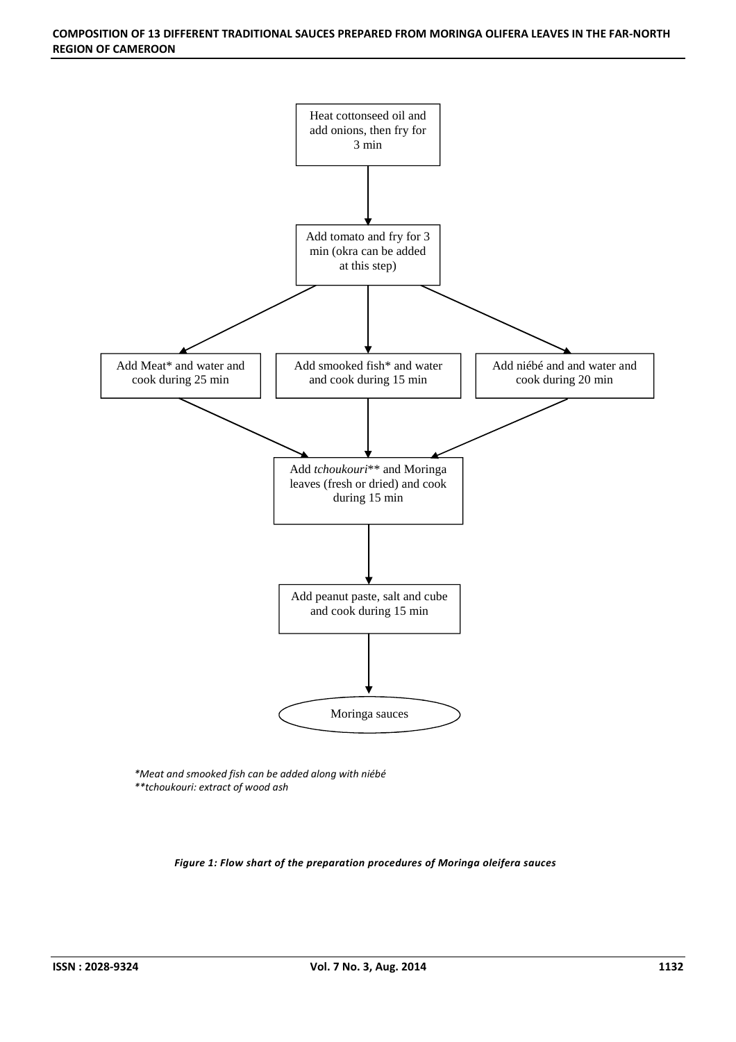Heat cottonseed oil and add onions, then fry for 3 min

Add tomato and fry for 3 min (okra can be added at this step)

Add Meat* and water and cook during 25 min

Add smooked fish* and water and cook during 15 min

Add niébé and and water and cook during 20 min

Add *tchoukouri*** and Moringa leaves (fresh or dried) and cook during 15 min

Add peanut paste, salt and cube and cook during 15 min

Moringa sauces

*\*Meat and smooked fish can be added along with niébé*
*\*\*tchoukouri: extract of wood ash*

***Figure 1: Flow shart of the preparation procedures of Moringa oleifera sauces***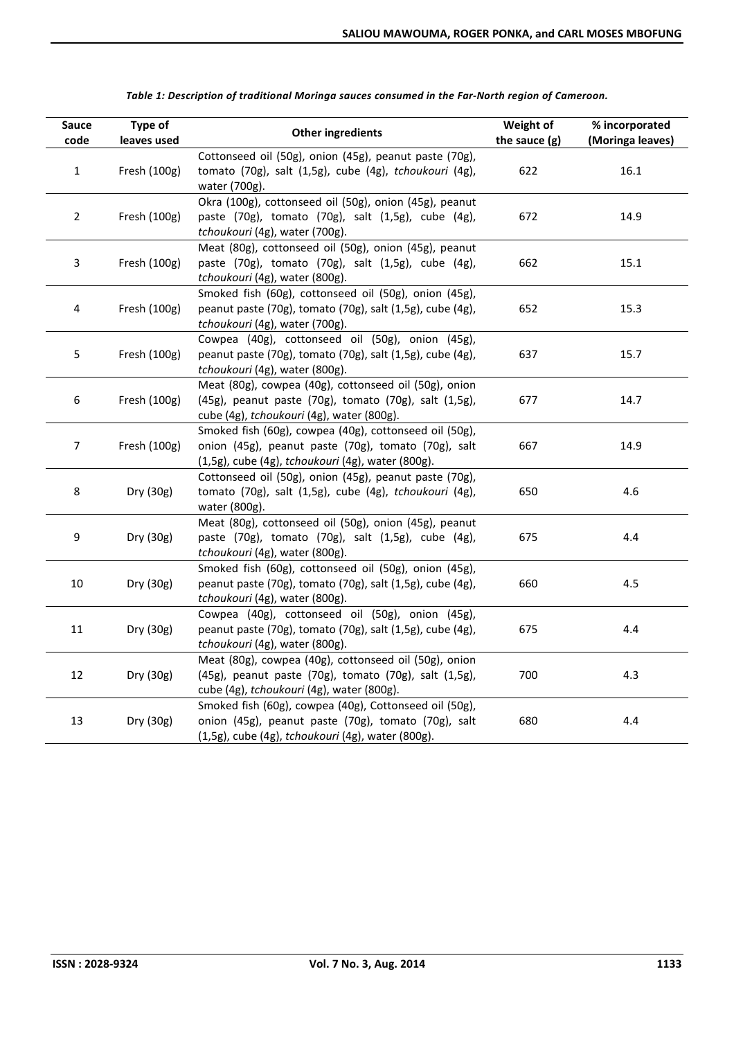*Table 1: Description of traditional Moringa sauces consumed in the Far-North region of Cameroon.*

| Sauce code | Type of leaves used | Other ingredients | Weight of the sauce (g) | % incorporated (Moringa leaves) |
|---|---|---|---|---|
| 1 | Fresh (100g) | Cottonseed oil (50g), onion (45g), peanut paste (70g), tomato (70g), salt (1,5g), cube (4g), *tchoukouri* (4g), water (700g). | 622 | 16.1 |
| 2 | Fresh (100g) | Okra (100g), cottonseed oil (50g), onion (45g), peanut paste (70g), tomato (70g), salt (1,5g), cube (4g), *tchoukouri* (4g), water (700g). | 672 | 14.9 |
| 3 | Fresh (100g) | Meat (80g), cottonseed oil (50g), onion (45g), peanut paste (70g), tomato (70g), salt (1,5g), cube (4g), *tchoukouri* (4g), water (800g). | 662 | 15.1 |
| 4 | Fresh (100g) | Smoked fish (60g), cottonseed oil (50g), onion (45g), peanut paste (70g), tomato (70g), salt (1,5g), cube (4g), *tchoukouri* (4g), water (700g). | 652 | 15.3 |
| 5 | Fresh (100g) | Cowpea (40g), cottonseed oil (50g), onion (45g), peanut paste (70g), tomato (70g), salt (1,5g), cube (4g), *tchoukouri* (4g), water (800g). | 637 | 15.7 |
| 6 | Fresh (100g) | Meat (80g), cowpea (40g), cottonseed oil (50g), onion (45g), peanut paste (70g), tomato (70g), salt (1,5g), cube (4g), *tchoukouri* (4g), water (800g). | 677 | 14.7 |
| 7 | Fresh (100g) | Smoked fish (60g), cowpea (40g), cottonseed oil (50g), onion (45g), peanut paste (70g), tomato (70g), salt (1,5g), cube (4g), *tchoukouri* (4g), water (800g). | 667 | 14.9 |
| 8 | Dry (30g) | Cottonseed oil (50g), onion (45g), peanut paste (70g), tomato (70g), salt (1,5g), cube (4g), *tchoukouri* (4g), water (800g). | 650 | 4.6 |
| 9 | Dry (30g) | Meat (80g), cottonseed oil (50g), onion (45g), peanut paste (70g), tomato (70g), salt (1,5g), cube (4g), *tchoukouri* (4g), water (800g). | 675 | 4.4 |
| 10 | Dry (30g) | Smoked fish (60g), cottonseed oil (50g), onion (45g), peanut paste (70g), tomato (70g), salt (1,5g), cube (4g), *tchoukouri* (4g), water (800g). | 660 | 4.5 |
| 11 | Dry (30g) | Cowpea (40g), cottonseed oil (50g), onion (45g), peanut paste (70g), tomato (70g), salt (1,5g), cube (4g), *tchoukouri* (4g), water (800g). | 675 | 4.4 |
| 12 | Dry (30g) | Meat (80g), cowpea (40g), cottonseed oil (50g), onion (45g), peanut paste (70g), tomato (70g), salt (1,5g), cube (4g), *tchoukouri* (4g), water (800g). | 700 | 4.3 |
| 13 | Dry (30g) | Smoked fish (60g), cowpea (40g), Cottonseed oil (50g), onion (45g), peanut paste (70g), tomato (70g), salt (1,5g), cube (4g), *tchoukouri* (4g), water (800g). | 680 | 4.4 |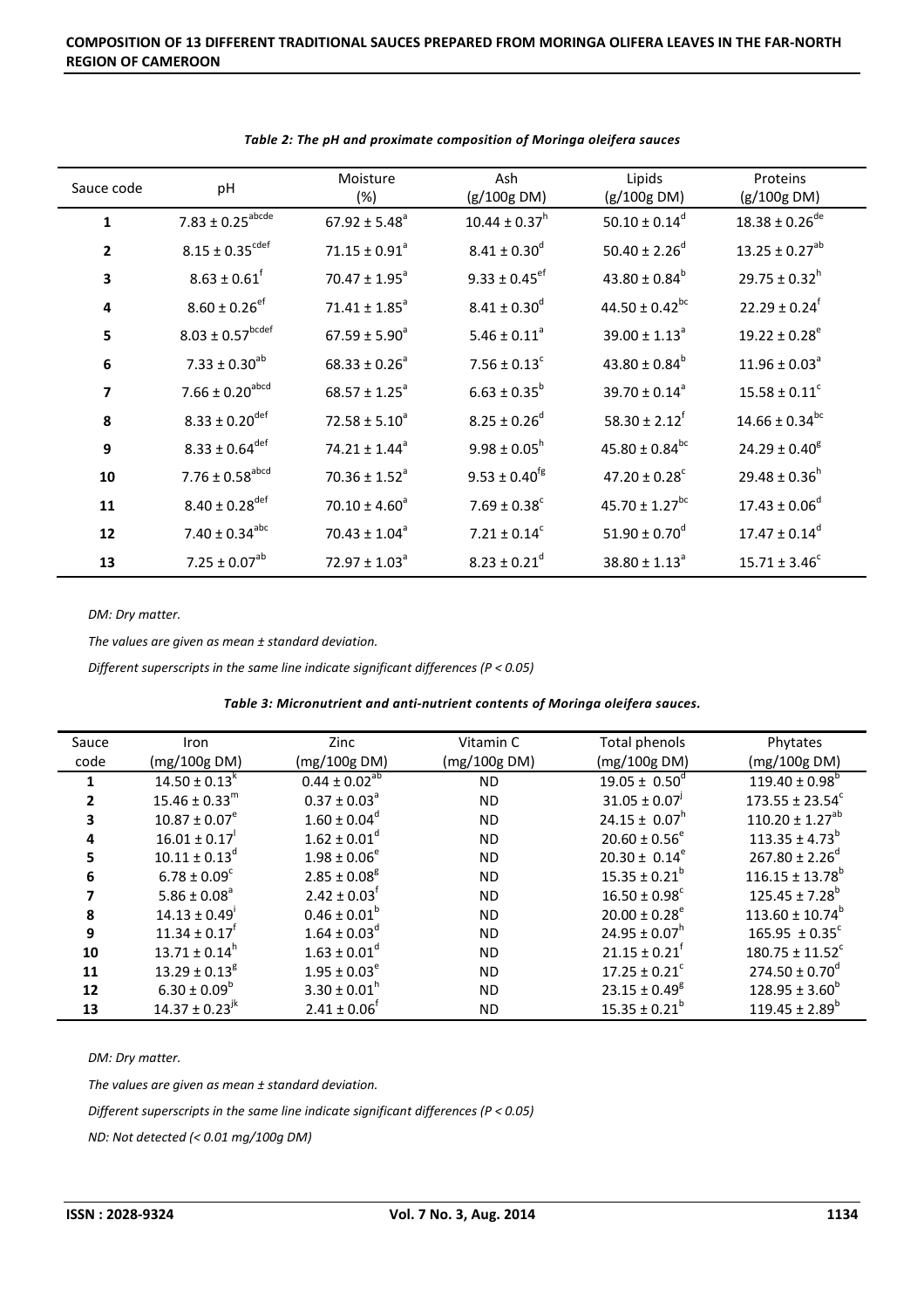*Table 2: The pH and proximate composition of Moringa oleifera sauces*

| Sauce code | pH | Moisture (%) | Ash (g/100g DM) | Lipids (g/100g DM) | Proteins (g/100g DM) |
|---|---|---|---|---|---|
| 1 | 7.83 ± 0.25$^{abcde}$ | 67.92 ± 5.48$^{a}$ | 10.44 ± 0.37$^{h}$ | 50.10 ± 0.14$^{d}$ | 18.38 ± 0.26$^{de}$ |
| 2 | 8.15 ± 0.35$^{cdef}$ | 71.15 ± 0.91$^{a}$ | 8.41 ± 0.30$^{d}$ | 50.40 ± 2.26$^{d}$ | 13.25 ± 0.27$^{ab}$ |
| 3 | 8.63 ± 0.61$^{f}$ | 70.47 ± 1.95$^{a}$ | 9.33 ± 0.45$^{ef}$ | 43.80 ± 0.84$^{b}$ | 29.75 ± 0.32$^{h}$ |
| 4 | 8.60 ± 0.26$^{ef}$ | 71.41 ± 1.85$^{a}$ | 8.41 ± 0.30$^{d}$ | 44.50 ± 0.42$^{bc}$ | 22.29 ± 0.24$^{f}$ |
| 5 | 8.03 ± 0.57$^{bcdef}$ | 67.59 ± 5.90$^{a}$ | 5.46 ± 0.11$^{a}$ | 39.00 ± 1.13$^{a}$ | 19.22 ± 0.28$^{e}$ |
| 6 | 7.33 ± 0.30$^{ab}$ | 68.33 ± 0.26$^{a}$ | 7.56 ± 0.13$^{c}$ | 43.80 ± 0.84$^{b}$ | 11.96 ± 0.03$^{a}$ |
| 7 | 7.66 ± 0.20$^{abcd}$ | 68.57 ± 1.25$^{a}$ | 6.63 ± 0.35$^{b}$ | 39.70 ± 0.14$^{a}$ | 15.58 ± 0.11$^{c}$ |
| 8 | 8.33 ± 0.20$^{def}$ | 72.58 ± 5.10$^{a}$ | 8.25 ± 0.26$^{d}$ | 58.30 ± 2.12$^{f}$ | 14.66 ± 0.34$^{bc}$ |
| 9 | 8.33 ± 0.64$^{def}$ | 74.21 ± 1.44$^{a}$ | 9.98 ± 0.05$^{h}$ | 45.80 ± 0.84$^{bc}$ | 24.29 ± 0.40$^{g}$ |
| 10 | 7.76 ± 0.58$^{abcd}$ | 70.36 ± 1.52$^{a}$ | 9.53 ± 0.40$^{fg}$ | 47.20 ± 0.28$^{c}$ | 29.48 ± 0.36$^{h}$ |
| 11 | 8.40 ± 0.28$^{def}$ | 70.10 ± 4.60$^{a}$ | 7.69 ± 0.38$^{c}$ | 45.70 ± 1.27$^{bc}$ | 17.43 ± 0.06$^{d}$ |
| 12 | 7.40 ± 0.34$^{abc}$ | 70.43 ± 1.04$^{a}$ | 7.21 ± 0.14$^{c}$ | 51.90 ± 0.70$^{d}$ | 17.47 ± 0.14$^{d}$ |
| 13 | 7.25 ± 0.07$^{ab}$ | 72.97 ± 1.03$^{a}$ | 8.23 ± 0.21$^{d}$ | 38.80 ± 1.13$^{a}$ | 15.71 ± 3.46$^{c}$ |

*DM: Dry matter.*

*The values are given as mean ± standard deviation.*

*Different superscripts in the same line indicate significant differences (P < 0.05)*

*Table 3: Micronutrient and anti-nutrient contents of Moringa oleifera sauces.*

| Sauce code | Iron (mg/100g DM) | Zinc (mg/100g DM) | Vitamin C (mg/100g DM) | Total phenols (mg/100g DM) | Phytates (mg/100g DM) |
|---|---|---|---|---|---|
| 1 | 14.50 ± 0.13$^{k}$ | 0.44 ± 0.02$^{ab}$ | ND | 19.05 ± 0.50$^{d}$ | 119.40 ± 0.98$^{b}$ |
| 2 | 15.46 ± 0.33$^{m}$ | 0.37 ± 0.03$^{a}$ | ND | 31.05 ± 0.07$^{j}$ | 173.55 ± 23.54$^{c}$ |
| 3 | 10.87 ± 0.07$^{e}$ | 1.60 ± 0.04$^{d}$ | ND | 24.15 ± 0.07$^{h}$ | 110.20 ± 1.27$^{ab}$ |
| 4 | 16.01 ± 0.17$^{l}$ | 1.62 ± 0.01$^{d}$ | ND | 20.60 ± 0.56$^{e}$ | 113.35 ± 4.73$^{b}$ |
| 5 | 10.11 ± 0.13$^{d}$ | 1.98 ± 0.06$^{e}$ | ND | 20.30 ± 0.14$^{e}$ | 267.80 ± 2.26$^{d}$ |
| 6 | 6.78 ± 0.09$^{c}$ | 2.85 ± 0.08$^{g}$ | ND | 15.35 ± 0.21$^{b}$ | 116.15 ± 13.78$^{b}$ |
| 7 | 5.86 ± 0.08$^{a}$ | 2.42 ± 0.03$^{f}$ | ND | 16.50 ± 0.98$^{c}$ | 125.45 ± 7.28$^{b}$ |
| 8 | 14.13 ± 0.49$^{i}$ | 0.46 ± 0.01$^{b}$ | ND | 20.00 ± 0.28$^{e}$ | 113.60 ± 10.74$^{b}$ |
| 9 | 11.34 ± 0.17$^{f}$ | 1.64 ± 0.03$^{d}$ | ND | 24.95 ± 0.07$^{h}$ | 165.95 ± 0.35$^{c}$ |
| 10 | 13.71 ± 0.14$^{h}$ | 1.63 ± 0.01$^{d}$ | ND | 21.15 ± 0.21$^{f}$ | 180.75 ± 11.52$^{c}$ |
| 11 | 13.29 ± 0.13$^{g}$ | 1.95 ± 0.03$^{e}$ | ND | 17.25 ± 0.21$^{c}$ | 274.50 ± 0.70$^{d}$ |
| 12 | 6.30 ± 0.09$^{b}$ | 3.30 ± 0.01$^{h}$ | ND | 23.15 ± 0.49$^{g}$ | 128.95 ± 3.60$^{b}$ |
| 13 | 14.37 ± 0.23$^{jk}$ | 2.41 ± 0.06$^{f}$ | ND | 15.35 ± 0.21$^{b}$ | 119.45 ± 2.89$^{b}$ |

*DM: Dry matter.*

*The values are given as mean ± standard deviation.*

*Different superscripts in the same line indicate significant differences (P < 0.05)*

*ND: Not detected (< 0.01 mg/100g DM)*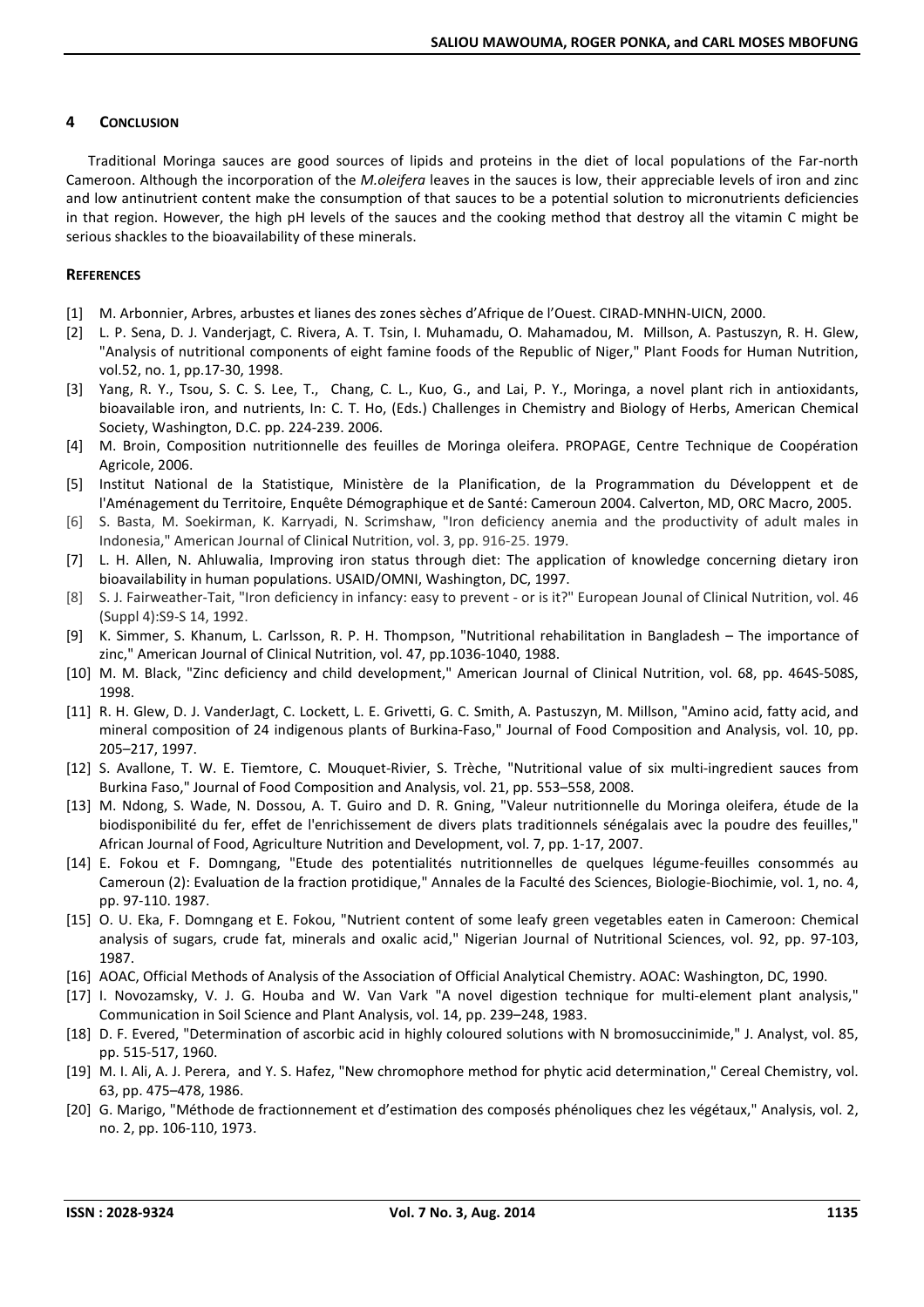## 4 CONCLUSION

Traditional Moringa sauces are good sources of lipids and proteins in the diet of local populations of the Far-north Cameroon. Although the incorporation of the *M.oleifera* leaves in the sauces is low, their appreciable levels of iron and zinc and low antinutrient content make the consumption of that sauces to be a potential solution to micronutrients deficiencies in that region. However, the high pH levels of the sauces and the cooking method that destroy all the vitamin C might be serious shackles to the bioavailability of these minerals.

## REFERENCES

- [1] M. Arbonnier, Arbres, arbustes et lianes des zones sèches d'Afrique de l'Ouest. CIRAD-MNHN-UICN, 2000.
- [2] L. P. Sena, D. J. Vanderjagt, C. Rivera, A. T. Tsin, I. Muhamadu, O. Mahamadou, M. Millson, A. Pastuszyn, R. H. Glew, "Analysis of nutritional components of eight famine foods of the Republic of Niger," Plant Foods for Human Nutrition, vol.52, no. 1, pp.17-30, 1998.
- [3] Yang, R. Y., Tsou, S. C. S. Lee, T., Chang, C. L., Kuo, G., and Lai, P. Y., Moringa, a novel plant rich in antioxidants, bioavailable iron, and nutrients, In: C. T. Ho, (Eds.) Challenges in Chemistry and Biology of Herbs, American Chemical Society, Washington, D.C. pp. 224-239. 2006.
- [4] M. Broin, Composition nutritionnelle des feuilles de Moringa oleifera. PROPAGE, Centre Technique de Coopération Agricole, 2006.
- [5] Institut National de la Statistique, Ministère de la Planification, de la Programmation du Développent et de l'Aménagement du Territoire, Enquête Démographique et de Santé: Cameroun 2004. Calverton, MD, ORC Macro, 2005.
- [6] S. Basta, M. Soekirman, K. Karryadi, N. Scrimshaw, "Iron deficiency anemia and the productivity of adult males in Indonesia," American Journal of Clinical Nutrition, vol. 3, pp. 916-25. 1979.
- [7] L. H. Allen, N. Ahluwalia, Improving iron status through diet: The application of knowledge concerning dietary iron bioavailability in human populations. USAID/OMNI, Washington, DC, 1997.
- [8] S. J. Fairweather-Tait, "Iron deficiency in infancy: easy to prevent - or is it?" European Jounal of Clinical Nutrition, vol. 46 (Suppl 4):S9-S 14, 1992.
- [9] K. Simmer, S. Khanum, L. Carlsson, R. P. H. Thompson, "Nutritional rehabilitation in Bangladesh – The importance of zinc," American Journal of Clinical Nutrition, vol. 47, pp.1036-1040, 1988.
- [10] M. M. Black, "Zinc deficiency and child development," American Journal of Clinical Nutrition, vol. 68, pp. 464S-508S, 1998.
- [11] R. H. Glew, D. J. VanderJagt, C. Lockett, L. E. Grivetti, G. C. Smith, A. Pastuszyn, M. Millson, "Amino acid, fatty acid, and mineral composition of 24 indigenous plants of Burkina-Faso," Journal of Food Composition and Analysis, vol. 10, pp. 205–217, 1997.
- [12] S. Avallone, T. W. E. Tiemtore, C. Mouquet-Rivier, S. Trèche, "Nutritional value of six multi-ingredient sauces from Burkina Faso," Journal of Food Composition and Analysis, vol. 21, pp. 553–558, 2008.
- [13] M. Ndong, S. Wade, N. Dossou, A. T. Guiro and D. R. Gning, "Valeur nutritionnelle du Moringa oleifera, étude de la biodisponibilité du fer, effet de l'enrichissement de divers plats traditionnels sénégalais avec la poudre des feuilles," African Journal of Food, Agriculture Nutrition and Development, vol. 7, pp. 1-17, 2007.
- [14] E. Fokou et F. Domngang, "Etude des potentialités nutritionnelles de quelques légume-feuilles consommés au Cameroun (2): Evaluation de la fraction protidique," Annales de la Faculté des Sciences, Biologie-Biochimie, vol. 1, no. 4, pp. 97-110. 1987.
- [15] O. U. Eka, F. Domngang et E. Fokou, "Nutrient content of some leafy green vegetables eaten in Cameroon: Chemical analysis of sugars, crude fat, minerals and oxalic acid," Nigerian Journal of Nutritional Sciences, vol. 92, pp. 97-103, 1987.
- [16] AOAC, Official Methods of Analysis of the Association of Official Analytical Chemistry. AOAC: Washington, DC, 1990.
- [17] I. Novozamsky, V. J. G. Houba and W. Van Vark "A novel digestion technique for multi-element plant analysis," Communication in Soil Science and Plant Analysis, vol. 14, pp. 239–248, 1983.
- [18] D. F. Evered, "Determination of ascorbic acid in highly coloured solutions with N bromosuccinimide," J. Analyst, vol. 85, pp. 515-517, 1960.
- [19] M. I. Ali, A. J. Perera, and Y. S. Hafez, "New chromophore method for phytic acid determination," Cereal Chemistry, vol. 63, pp. 475–478, 1986.
- [20] G. Marigo, "Méthode de fractionnement et d'estimation des composés phénoliques chez les végétaux," Analysis, vol. 2, no. 2, pp. 106-110, 1973.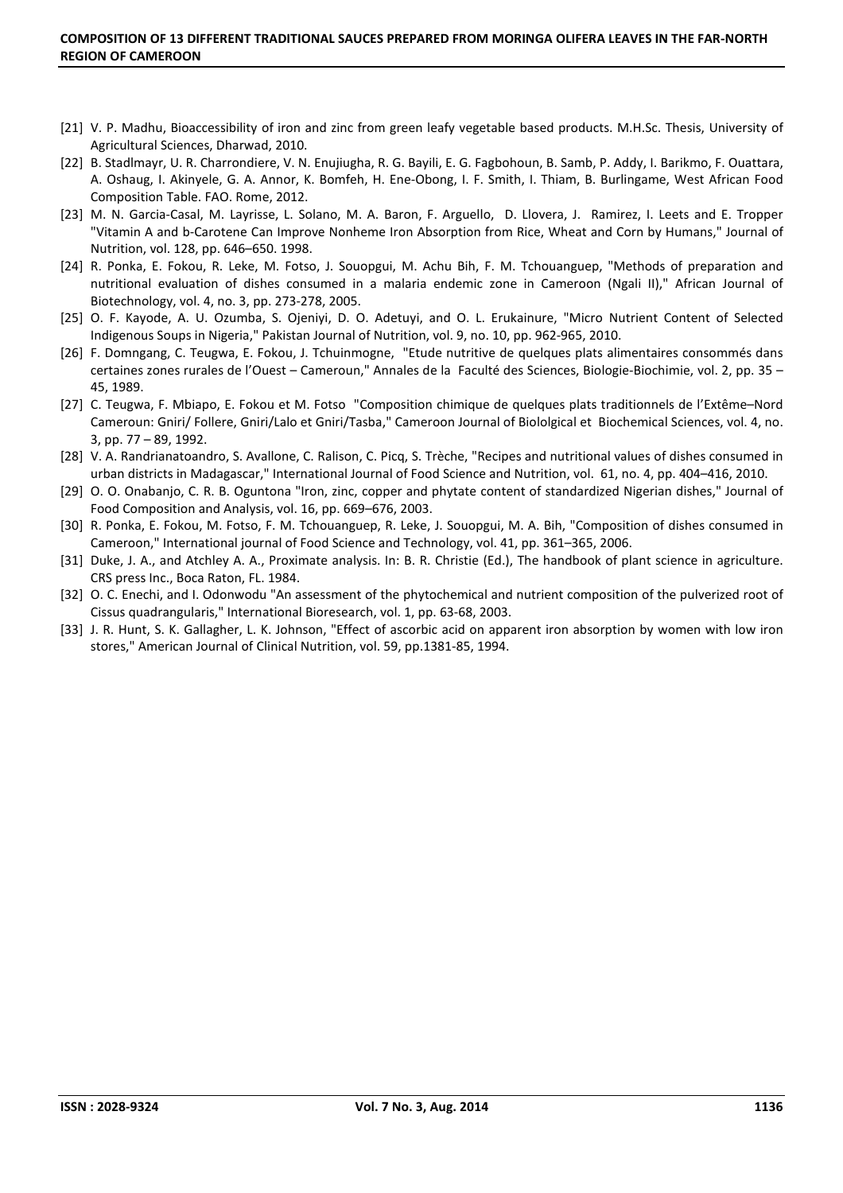[21] V. P. Madhu, Bioaccessibility of iron and zinc from green leafy vegetable based products. M.H.Sc. Thesis, University of Agricultural Sciences, Dharwad, 2010.

[22] B. Stadlmayr, U. R. Charrondiere, V. N. Enujiugha, R. G. Bayili, E. G. Fagbohoun, B. Samb, P. Addy, I. Barikmo, F. Ouattara, A. Oshaug, I. Akinyele, G. A. Annor, K. Bomfeh, H. Ene-Obong, I. F. Smith, I. Thiam, B. Burlingame, West African Food Composition Table. FAO. Rome, 2012.

[23] M. N. Garcia-Casal, M. Layrisse, L. Solano, M. A. Baron, F. Arguello, D. Llovera, J. Ramirez, I. Leets and E. Tropper "Vitamin A and b-Carotene Can Improve Nonheme Iron Absorption from Rice, Wheat and Corn by Humans," Journal of Nutrition, vol. 128, pp. 646–650. 1998.

[24] R. Ponka, E. Fokou, R. Leke, M. Fotso, J. Souopgui, M. Achu Bih, F. M. Tchouanguep, "Methods of preparation and nutritional evaluation of dishes consumed in a malaria endemic zone in Cameroon (Ngali II)," African Journal of Biotechnology, vol. 4, no. 3, pp. 273-278, 2005.

[25] O. F. Kayode, A. U. Ozumba, S. Ojeniyi, D. O. Adetuyi, and O. L. Erukainure, "Micro Nutrient Content of Selected Indigenous Soups in Nigeria," Pakistan Journal of Nutrition, vol. 9, no. 10, pp. 962-965, 2010.

[26] F. Domngang, C. Teugwa, E. Fokou, J. Tchuinmogne, "Etude nutritive de quelques plats alimentaires consommés dans certaines zones rurales de l'Ouest – Cameroun," Annales de la Faculté des Sciences, Biologie-Biochimie, vol. 2, pp. 35 – 45, 1989.

[27] C. Teugwa, F. Mbiapo, E. Fokou et M. Fotso "Composition chimique de quelques plats traditionnels de l'Extême–Nord Cameroun: Gniri/ Follere, Gniri/Lalo et Gniri/Tasba," Cameroon Journal of Biololgical et Biochemical Sciences, vol. 4, no. 3, pp. 77 – 89, 1992.

[28] V. A. Randrianatoandro, S. Avallone, C. Ralison, C. Picq, S. Trèche, "Recipes and nutritional values of dishes consumed in urban districts in Madagascar," International Journal of Food Science and Nutrition, vol. 61, no. 4, pp. 404–416, 2010.

[29] O. O. Onabanjo, C. R. B. Oguntona "Iron, zinc, copper and phytate content of standardized Nigerian dishes," Journal of Food Composition and Analysis, vol. 16, pp. 669–676, 2003.

[30] R. Ponka, E. Fokou, M. Fotso, F. M. Tchouanguep, R. Leke, J. Souopgui, M. A. Bih, "Composition of dishes consumed in Cameroon," International journal of Food Science and Technology, vol. 41, pp. 361–365, 2006.

[31] Duke, J. A., and Atchley A. A., Proximate analysis. In: B. R. Christie (Ed.), The handbook of plant science in agriculture. CRS press Inc., Boca Raton, FL. 1984.

[32] O. C. Enechi, and I. Odonwodu "An assessment of the phytochemical and nutrient composition of the pulverized root of Cissus quadrangularis," International Bioresearch, vol. 1, pp. 63-68, 2003.

[33] J. R. Hunt, S. K. Gallagher, L. K. Johnson, "Effect of ascorbic acid on apparent iron absorption by women with low iron stores," American Journal of Clinical Nutrition, vol. 59, pp.1381-85, 1994.